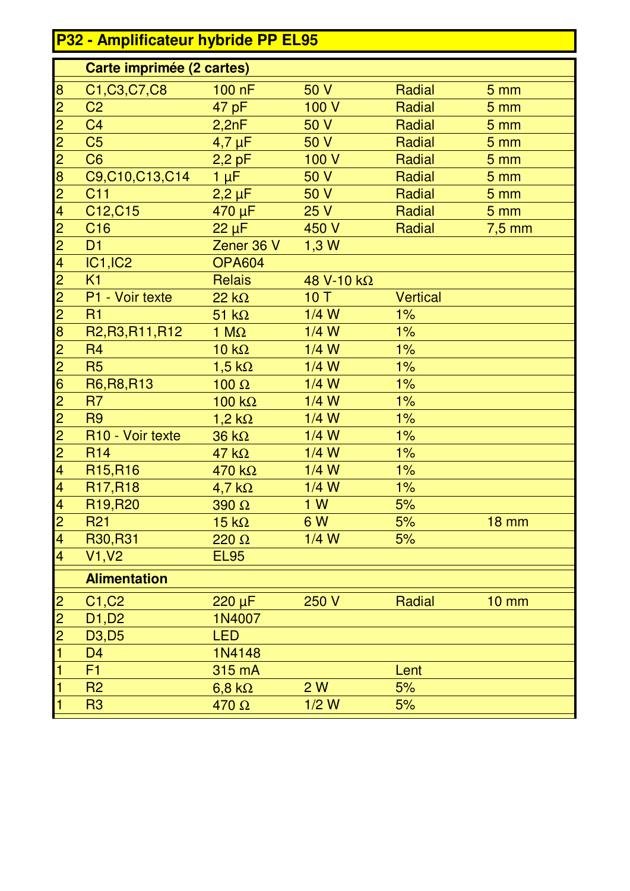## P32 - Amplificateur hybride PP EL95

| | | | | | |
|---|---|---|---|---|---|
| | **Carte imprimée (2 cartes)** | | | | |
| 8 | C1,C3,C7,C8 | 100 nF | 50 V | Radial | 5 mm |
| 2 | C2 | 47 pF | 100 V | Radial | 5 mm |
| 2 | C4 | 2,2nF | 50 V | Radial | 5 mm |
| 2 | C5 | 4,7 µF | 50 V | Radial | 5 mm |
| 2 | C6 | 2,2 pF | 100 V | Radial | 5 mm |
| 8 | C9,C10,C13,C14 | 1 µF | 50 V | Radial | 5 mm |
| 2 | C11 | 2,2 µF | 50 V | Radial | 5 mm |
| 4 | C12,C15 | 470 µF | 25 V | Radial | 5 mm |
| 2 | C16 | 22 µF | 450 V | Radial | 7,5 mm |
| 2 | D1 | Zener 36 V | 1,3 W | | |
| 4 | IC1,IC2 | OPA604 | | | |
| 2 | K1 | Relais | 48 V-10 kΩ | | |
| 2 | P1 - Voir texte | 22 kΩ | 10 T | Vertical | |
| 2 | R1 | 51 kΩ | 1/4 W | 1% | |
| 8 | R2,R3,R11,R12 | 1 MΩ | 1/4 W | 1% | |
| 2 | R4 | 10 kΩ | 1/4 W | 1% | |
| 2 | R5 | 1,5 kΩ | 1/4 W | 1% | |
| 6 | R6,R8,R13 | 100 Ω | 1/4 W | 1% | |
| 2 | R7 | 100 kΩ | 1/4 W | 1% | |
| 2 | R9 | 1,2 kΩ | 1/4 W | 1% | |
| 2 | R10 - Voir texte | 36 kΩ | 1/4 W | 1% | |
| 2 | R14 | 47 kΩ | 1/4 W | 1% | |
| 4 | R15,R16 | 470 kΩ | 1/4 W | 1% | |
| 4 | R17,R18 | 4,7 kΩ | 1/4 W | 1% | |
| 4 | R19,R20 | 390 Ω | 1 W | 5% | |
| 2 | R21 | 15 kΩ | 6 W | 5% | 18 mm |
| 4 | R30,R31 | 220 Ω | 1/4 W | 5% | |
| 4 | V1,V2 | EL95 | | | |
| | **Alimentation** | | | | |
| 2 | C1,C2 | 220 µF | 250 V | Radial | 10 mm |
| 2 | D1,D2 | 1N4007 | | | |
| 2 | D3,D5 | LED | | | |
| 1 | D4 | 1N4148 | | | |
| 1 | F1 | 315 mA | | Lent | |
| 1 | R2 | 6,8 kΩ | 2 W | 5% | |
| 1 | R3 | 470 Ω | 1/2 W | 5% | |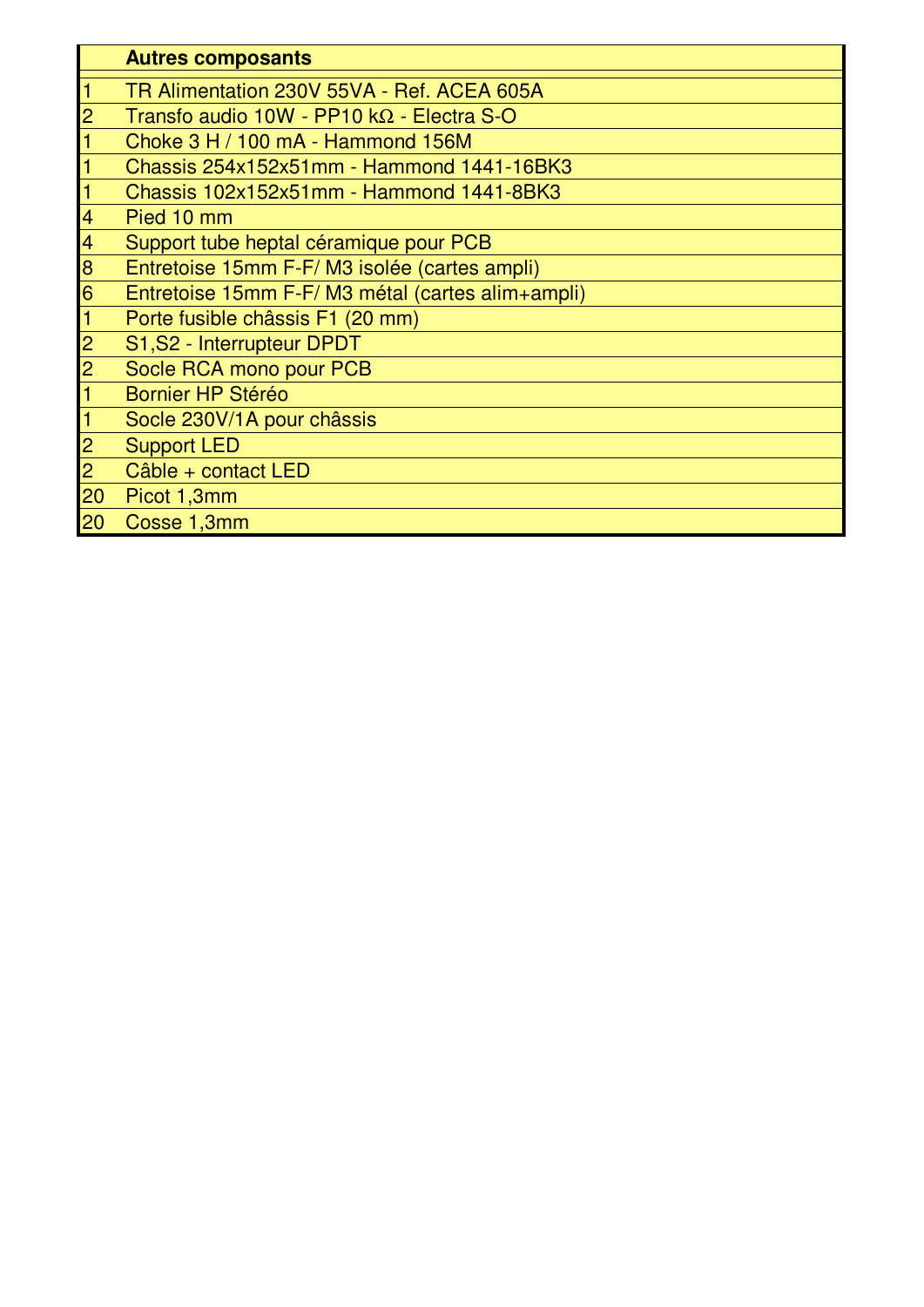| | Autres composants |
|---|---|
| 1 | TR Alimentation 230V 55VA - Ref. ACEA 605A |
| 2 | Transfo audio 10W - PP10 kΩ - Electra S-O |
| 1 | Choke 3 H / 100 mA - Hammond 156M |
| 1 | Chassis 254x152x51mm - Hammond 1441-16BK3 |
| 1 | Chassis 102x152x51mm - Hammond 1441-8BK3 |
| 4 | Pied 10 mm |
| 4 | Support tube heptal céramique pour PCB |
| 8 | Entretoise 15mm F-F/ M3 isolée (cartes ampli) |
| 6 | Entretoise 15mm F-F/ M3 métal (cartes alim+ampli) |
| 1 | Porte fusible châssis F1 (20 mm) |
| 2 | S1,S2 - Interrupteur DPDT |
| 2 | Socle RCA mono pour PCB |
| 1 | Bornier HP Stéréo |
| 1 | Socle 230V/1A pour châssis |
| 2 | Support LED |
| 2 | Câble + contact LED |
| 20 | Picot 1,3mm |
| 20 | Cosse 1,3mm |